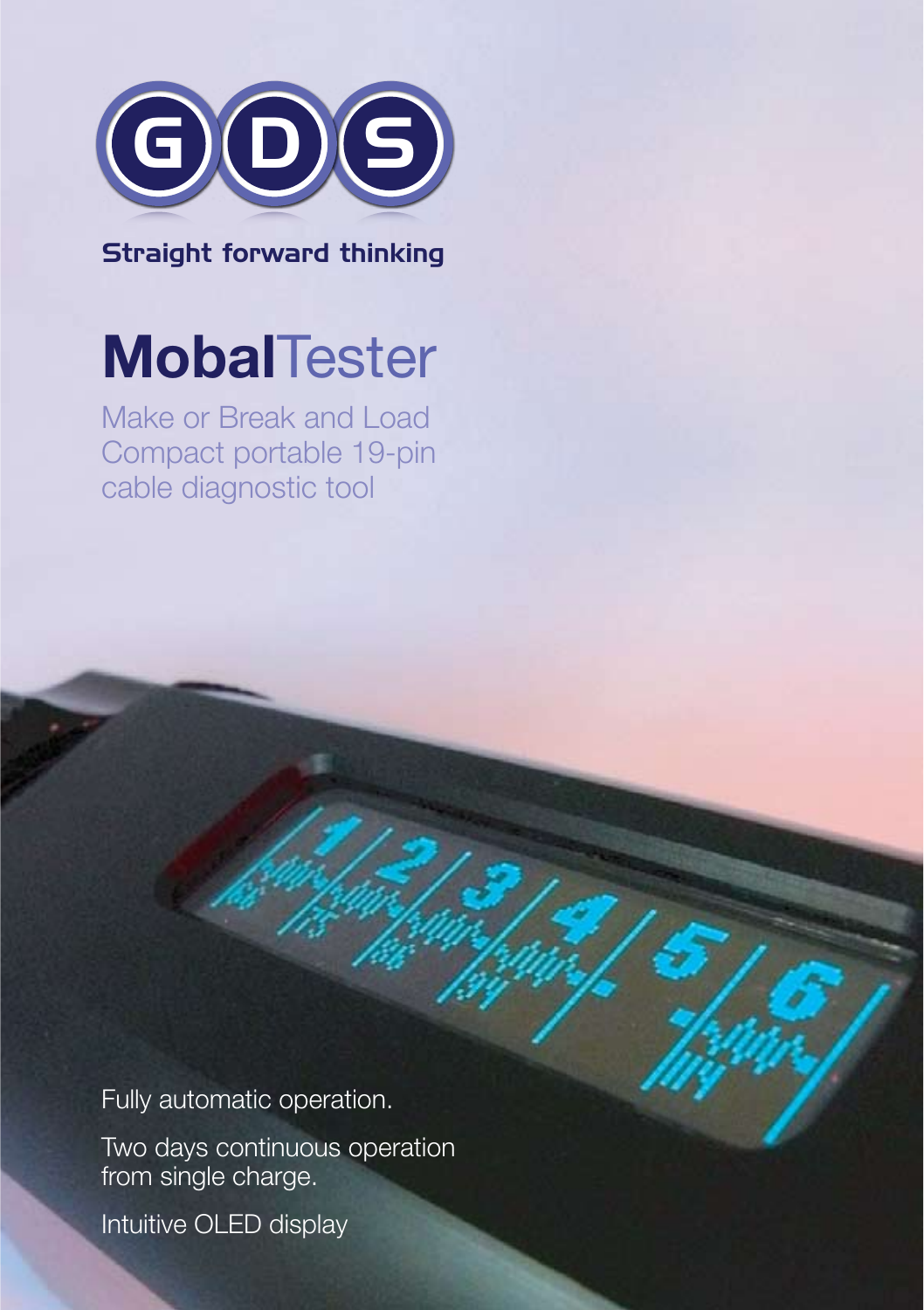GDS

Straight forward thinking

# **Mobal**Tester

Make or Break and Load
Compact portable 19-pin
cable diagnostic tool

Fully automatic operation.

Two days continuous operation from single charge.

Intuitive OLED display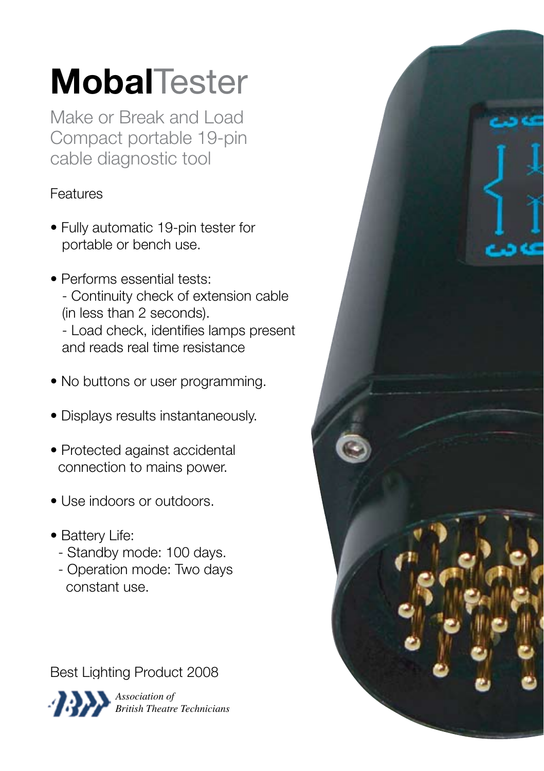# **Mobal**Tester

Make or Break and Load
Compact portable 19-pin
cable diagnostic tool

Features

- Fully automatic 19-pin tester for portable or bench use.
- Performs essential tests:
  - Continuity check of extension cable (in less than 2 seconds).
  - Load check, identifies lamps present and reads real time resistance
- No buttons or user programming.
- Displays results instantaneously.
- Protected against accidental connection to mains power.
- Use indoors or outdoors.
- Battery Life:
  - Standby mode: 100 days.
  - Operation mode: Two days constant use.

Best Lighting Product 2008

*Association of British Theatre Technicians*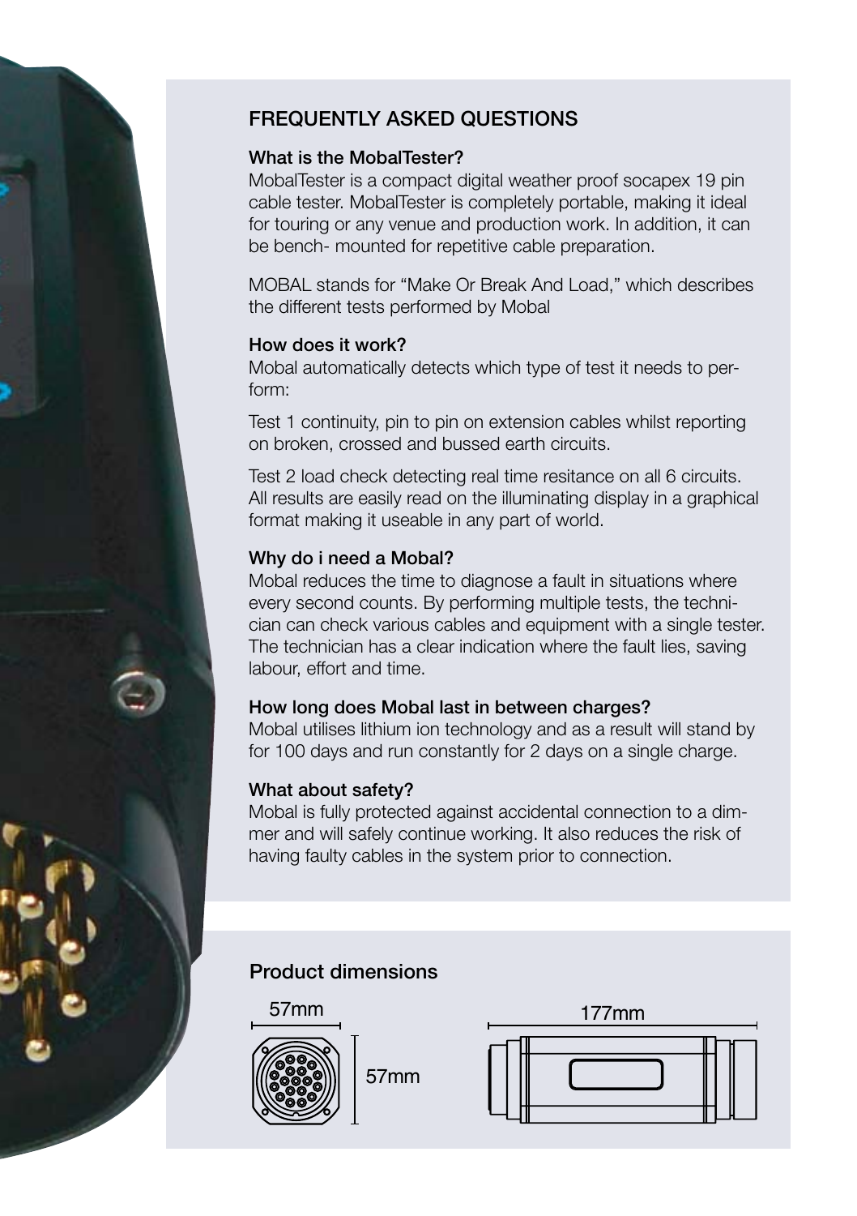## FREQUENTLY ASKED QUESTIONS

### What is the MobalTester?

MobalTester is a compact digital weather proof socapex 19 pin cable tester. MobalTester is completely portable, making it ideal for touring or any venue and production work. In addition, it can be bench- mounted for repetitive cable preparation.

MOBAL stands for "Make Or Break And Load," which describes the different tests performed by Mobal

### How does it work?

Mobal automatically detects which type of test it needs to perform:

Test 1 continuity, pin to pin on extension cables whilst reporting on broken, crossed and bussed earth circuits.

Test 2 load check detecting real time resitance on all 6 circuits. All results are easily read on the illuminating display in a graphical format making it useable in any part of world.

### Why do i need a Mobal?

Mobal reduces the time to diagnose a fault in situations where every second counts. By performing multiple tests, the technician can check various cables and equipment with a single tester. The technician has a clear indication where the fault lies, saving labour, effort and time.

### How long does Mobal last in between charges?

Mobal utilises lithium ion technology and as a result will stand by for 100 days and run constantly for 2 days on a single charge.

### What about safety?

Mobal is fully protected against accidental connection to a dimmer and will safely continue working. It also reduces the risk of having faulty cables in the system prior to connection.

## Product dimensions

57mm

57mm

177mm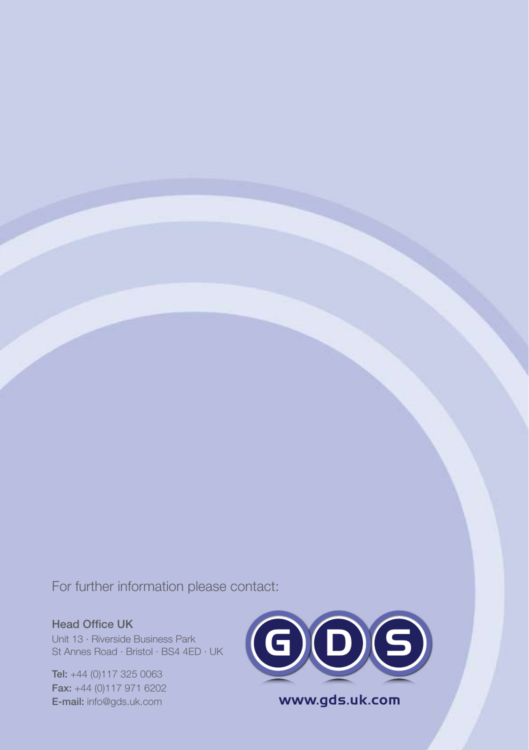For further information please contact:

**Head Office UK**
Unit 13 · Riverside Business Park
St Annes Road · Bristol · BS4 4ED · UK

**Tel:** +44 (0)117 325 0063
**Fax:** +44 (0)117 971 6202
**E-mail:** info@gds.uk.com

GDS

www.gds.uk.com